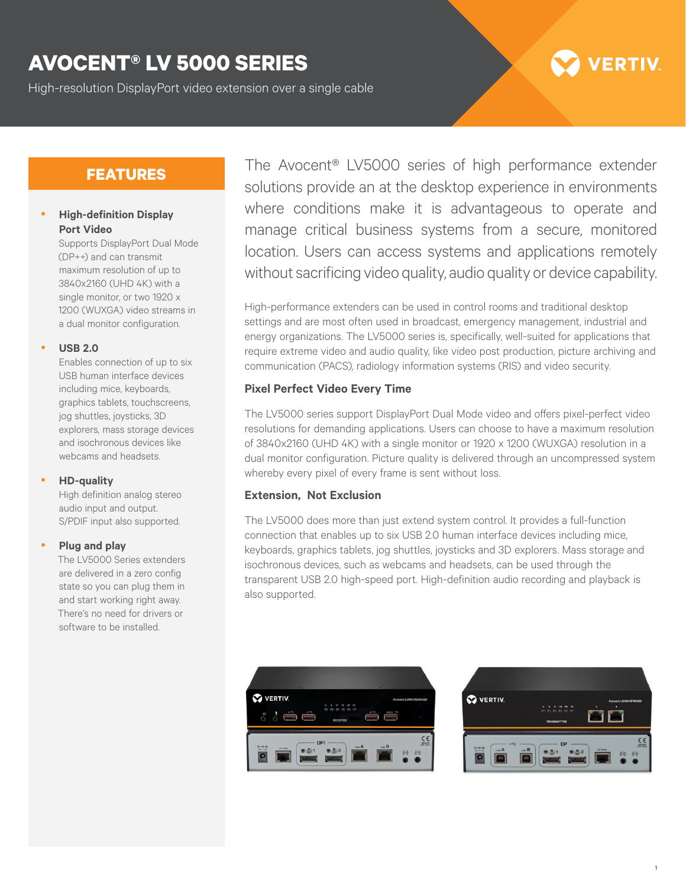# AVOCENT® LV 5000 SERIES

High-resolution DisplayPort video extension over a single cable

## FEATURES

- **High-definition Display Port Video**
  Supports DisplayPort Dual Mode (DP++) and can transmit maximum resolution of up to 3840x2160 (UHD 4K) with a single monitor, or two 1920 x 1200 (WUXGA) video streams in a dual monitor configuration.

- **USB 2.0**
  Enables connection of up to six USB human interface devices including mice, keyboards, graphics tablets, touchscreens, jog shuttles, joysticks, 3D explorers, mass storage devices and isochronous devices like webcams and headsets.

- **HD-quality**
  High definition analog stereo audio input and output. S/PDIF input also supported.

- **Plug and play**
  The LV5000 Series extenders are delivered in a zero config state so you can plug them in and start working right away. There's no need for drivers or software to be installed.

The Avocent® LV5000 series of high performance extender solutions provide an at the desktop experience in environments where conditions make it is advantageous to operate and manage critical business systems from a secure, monitored location. Users can access systems and applications remotely without sacrificing video quality, audio quality or device capability.

High-performance extenders can be used in control rooms and traditional desktop settings and are most often used in broadcast, emergency management, industrial and energy organizations. The LV5000 series is, specifically, well-suited for applications that require extreme video and audio quality, like video post production, picture archiving and communication (PACS), radiology information systems (RIS) and video security.

### Pixel Perfect Video Every Time

The LV5000 series support DisplayPort Dual Mode video and offers pixel-perfect video resolutions for demanding applications. Users can choose to have a maximum resolution of 3840x2160 (UHD 4K) with a single monitor or 1920 x 1200 (WUXGA) resolution in a dual monitor configuration. Picture quality is delivered through an uncompressed system whereby every pixel of every frame is sent without loss.

### Extension, Not Exclusion

The LV5000 does more than just extend system control. It provides a full-function connection that enables up to six USB 2.0 human interface devices including mice, keyboards, graphics tablets, jog shuttles, joysticks and 3D explorers. Mass storage and isochronous devices, such as webcams and headsets, can be used through the transparent USB 2.0 high-speed port. High-definition audio recording and playback is also supported.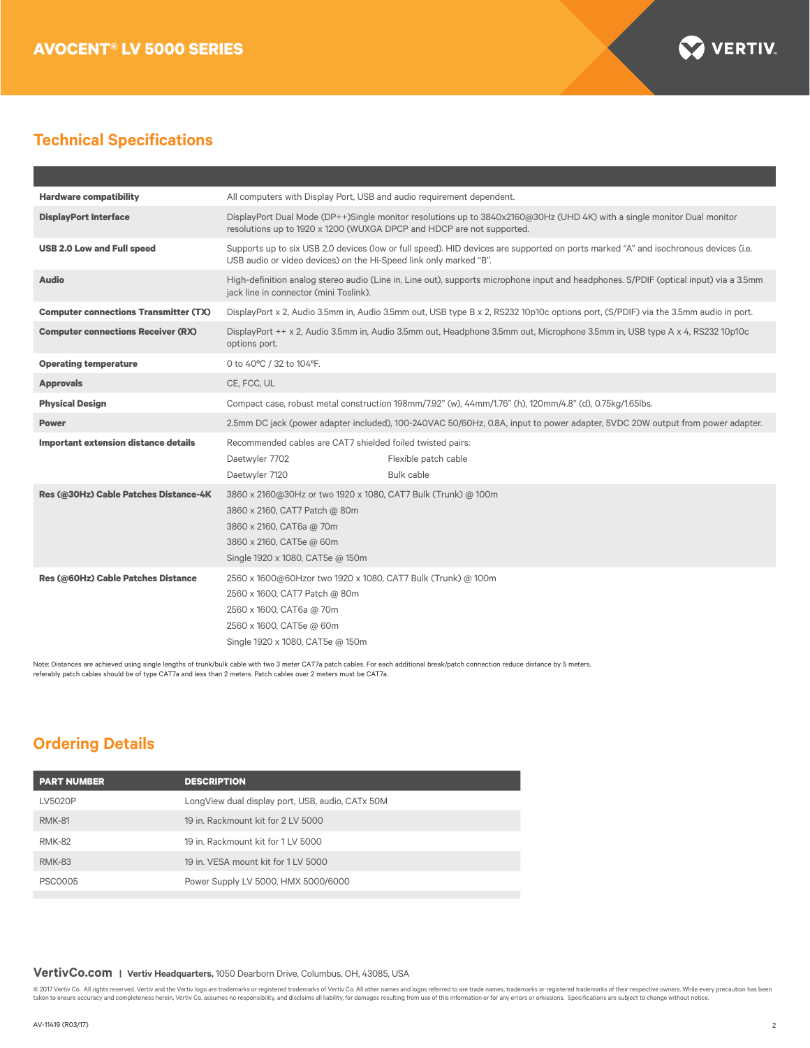## Technical Specifications

| | |
|---|---|
| **Hardware compatibility** | All computers with Display Port, USB and audio requirement dependent. |
| **DisplayPort Interface** | DisplayPort Dual Mode (DP++)Single monitor resolutions up to 3840x2160@30Hz (UHD 4K) with a single monitor Dual monitor resolutions up to 1920 x 1200 (WUXGA DPCP and HDCP are not supported. |
| **USB 2.0 Low and Full speed** | Supports up to six USB 2.0 devices (low or full speed). HID devices are supported on ports marked "A" and isochronous devices (i.e. USB audio or video devices) on the Hi-Speed link only marked "B". |
| **Audio** | High-definition analog stereo audio (Line in, Line out), supports microphone input and headphones. S/PDIF (optical input) via a 3.5mm jack line in connector (mini Toslink). |
| **Computer connections Transmitter (TX)** | DisplayPort x 2, Audio 3.5mm in, Audio 3.5mm out, USB type B x 2, RS232 10p10c options port, (S/PDIF) via the 3.5mm audio in port. |
| **Computer connections Receiver (RX)** | DisplayPort ++ x 2, Audio 3.5mm in, Audio 3.5mm out, Headphone 3.5mm out, Microphone 3.5mm in, USB type A x 4, RS232 10p10c options port. |
| **Operating temperature** | 0 to 40°C / 32 to 104°F. |
| **Approvals** | CE, FCC, UL |
| **Physical Design** | Compact case, robust metal construction 198mm/7.92" (w), 44mm/1.76" (h), 120mm/4.8" (d), 0.75kg/1.65lbs. |
| **Power** | 2.5mm DC jack (power adapter included), 100-240VAC 50/60Hz, 0.8A, input to power adapter, 5VDC 20W output from power adapter. |
| **Important extension distance details** | Recommended cables are CAT7 shielded foiled twisted pairs:<br>Daetwyler 7702 — Flexible patch cable<br>Daetwyler 7120 — Bulk cable |
| **Res (@30Hz) Cable Patches Distance-4K** | 3860 x 2160@30Hz or two 1920 x 1080, CAT7 Bulk (Trunk) @ 100m<br>3860 x 2160, CAT7 Patch @ 80m<br>3860 x 2160, CAT6a @ 70m<br>3860 x 2160, CAT5e @ 60m<br>Single 1920 x 1080, CAT5e @ 150m |
| **Res (@60Hz) Cable Patches Distance** | 2560 x 1600@60Hzor two 1920 x 1080, CAT7 Bulk (Trunk) @ 100m<br>2560 x 1600, CAT7 Patch @ 80m<br>2560 x 1600, CAT6a @ 70m<br>2560 x 1600, CAT5e @ 60m<br>Single 1920 x 1080, CAT5e @ 150m |

Note: Distances are achieved using single lengths of trunk/bulk cable with two 3 meter CAT7a patch cables. For each additional break/patch connection reduce distance by 5 meters. referably patch cables should be of type CAT7a and less than 2 meters. Patch cables over 2 meters must be CAT7a.

## Ordering Details

| PART NUMBER | DESCRIPTION |
|---|---|
| LV5020P | LongView dual display port, USB, audio, CATx 50M |
| RMK-81 | 19 in. Rackmount kit for 2 LV 5000 |
| RMK-82 | 19 in. Rackmount kit for 1 LV 5000 |
| RMK-83 | 19 in. VESA mount kit for 1 LV 5000 |
| PSC0005 | Power Supply LV 5000, HMX 5000/6000 |

**VertivCo.com** | **Vertiv Headquarters,** 1050 Dearborn Drive, Columbus, OH, 43085, USA

© 2017 Vertiv Co. All rights reserved. Vertiv and the Vertiv logo are trademarks or registered trademarks of Vertiv Co. All other names and logos referred to are trade names, trademarks or registered trademarks of their respective owners. While every precaution has been taken to ensure accuracy and completeness herein, Vertiv Co. assumes no responsibility, and disclaims all liability, for damages resulting from use of this information or for any errors or omissions. Specifications are subject to change without notice.

AV-11419 (R03/17)